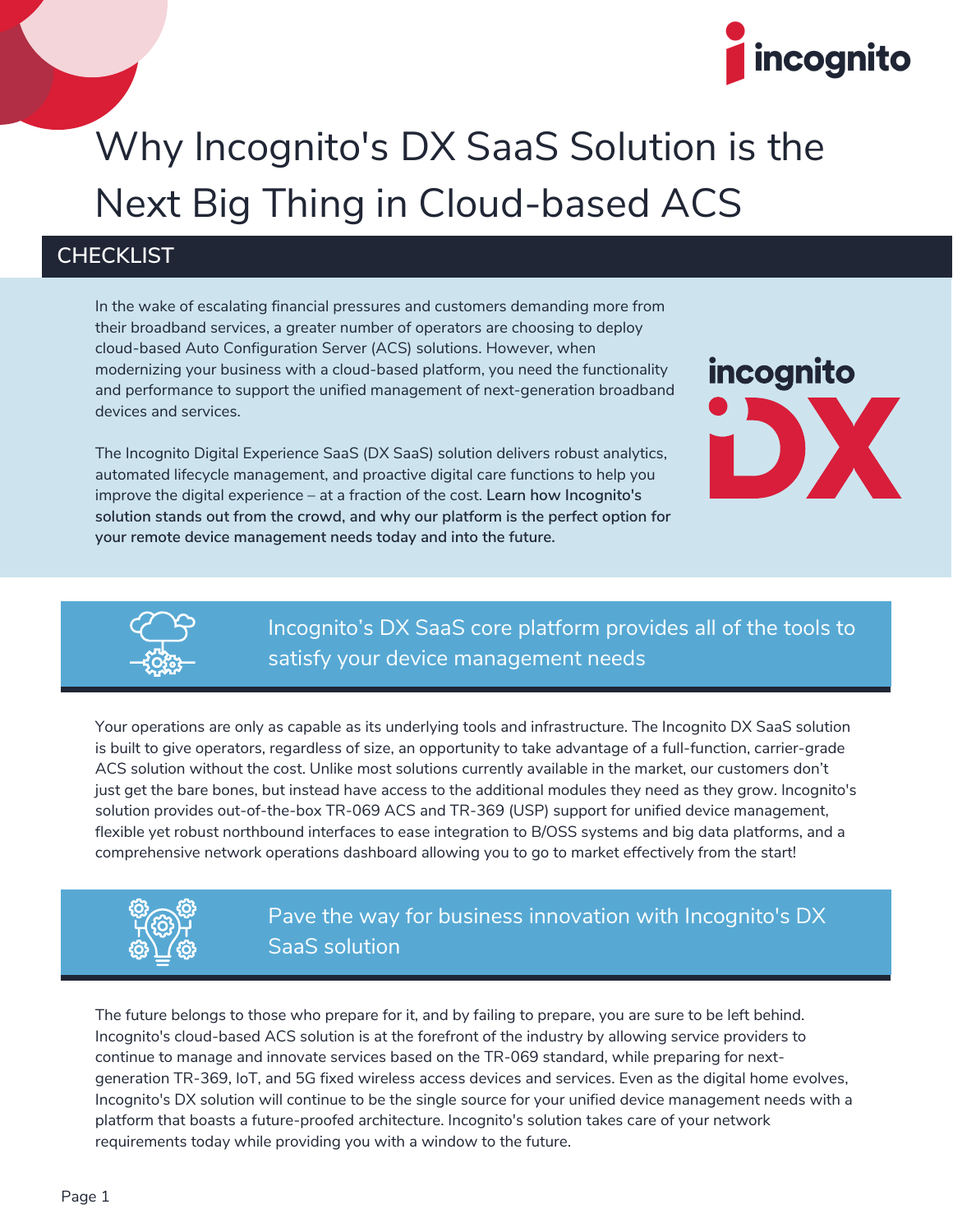# Why Incognito's DX SaaS Solution is the Next Big Thing in Cloud-based ACS

## CHECKLIST

In the wake of escalating financial pressures and customers demanding more from their broadband services, a greater number of operators are choosing to deploy cloud-based Auto Configuration Server (ACS) solutions. However, when modernizing your business with a cloud-based platform, you need the functionality and performance to support the unified management of next-generation broadband devices and services.

The Incognito Digital Experience SaaS (DX SaaS) solution delivers robust analytics, automated lifecycle management, and proactive digital care functions to help you improve the digital experience – at a fraction of the cost. **Learn how Incognito's solution stands out from the crowd, and why our platform is the perfect option for your remote device management needs today and into the future.**

### Incognito's DX SaaS core platform provides all of the tools to satisfy your device management needs

Your operations are only as capable as its underlying tools and infrastructure. The Incognito DX SaaS solution is built to give operators, regardless of size, an opportunity to take advantage of a full-function, carrier-grade ACS solution without the cost. Unlike most solutions currently available in the market, our customers don't just get the bare bones, but instead have access to the additional modules they need as they grow. Incognito's solution provides out-of-the-box TR-069 ACS and TR-369 (USP) support for unified device management, flexible yet robust northbound interfaces to ease integration to B/OSS systems and big data platforms, and a comprehensive network operations dashboard allowing you to go to market effectively from the start!

### Pave the way for business innovation with Incognito's DX SaaS solution

The future belongs to those who prepare for it, and by failing to prepare, you are sure to be left behind. Incognito's cloud-based ACS solution is at the forefront of the industry by allowing service providers to continue to manage and innovate services based on the TR-069 standard, while preparing for next-generation TR-369, IoT, and 5G fixed wireless access devices and services. Even as the digital home evolves, Incognito's DX solution will continue to be the single source for your unified device management needs with a platform that boasts a future-proofed architecture. Incognito's solution takes care of your network requirements today while providing you with a window to the future.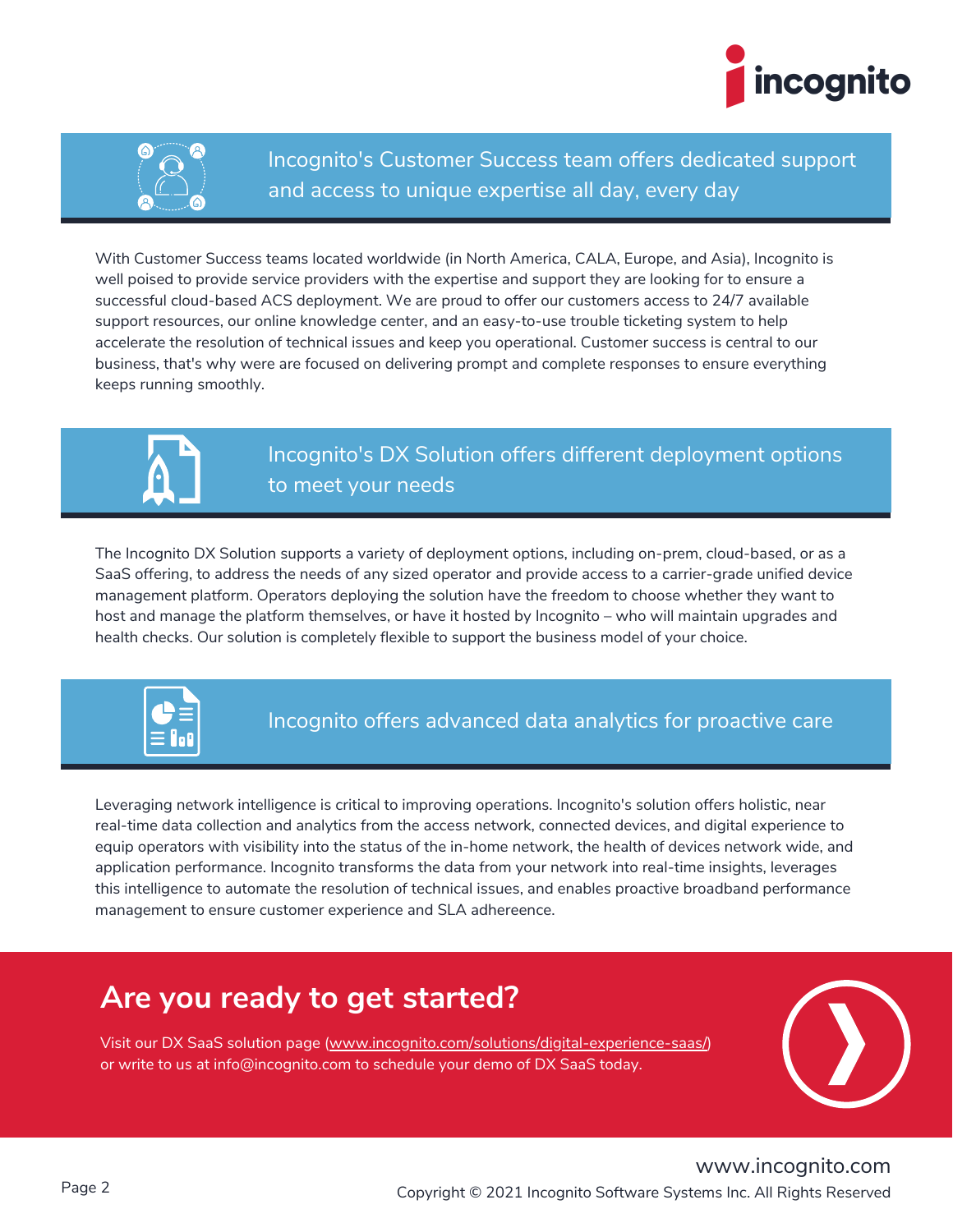## Incognito's Customer Success team offers dedicated support and access to unique expertise all day, every day

With Customer Success teams located worldwide (in North America, CALA, Europe, and Asia), Incognito is well poised to provide service providers with the expertise and support they are looking for to ensure a successful cloud-based ACS deployment. We are proud to offer our customers access to 24/7 available support resources, our online knowledge center, and an easy-to-use trouble ticketing system to help accelerate the resolution of technical issues and keep you operational. Customer success is central to our business, that's why were are focused on delivering prompt and complete responses to ensure everything keeps running smoothly.

## Incognito's DX Solution offers different deployment options to meet your needs

The Incognito DX Solution supports a variety of deployment options, including on-prem, cloud-based, or as a SaaS offering, to address the needs of any sized operator and provide access to a carrier-grade unified device management platform. Operators deploying the solution have the freedom to choose whether they want to host and manage the platform themselves, or have it hosted by Incognito – who will maintain upgrades and health checks. Our solution is completely flexible to support the business model of your choice.

## Incognito offers advanced data analytics for proactive care

Leveraging network intelligence is critical to improving operations. Incognito's solution offers holistic, near real-time data collection and analytics from the access network, connected devices, and digital experience to equip operators with visibility into the status of the in-home network, the health of devices network wide, and application performance. Incognito transforms the data from your network into real-time insights, leverages this intelligence to automate the resolution of technical issues, and enables proactive broadband performance management to ensure customer experience and SLA adhereence.

## Are you ready to get started?

Visit our DX SaaS solution page (www.incognito.com/solutions/digital-experience-saas/) or write to us at info@incognito.com to schedule your demo of DX SaaS today.

www.incognito.com

Copyright © 2021 Incognito Software Systems Inc. All Rights Reserved